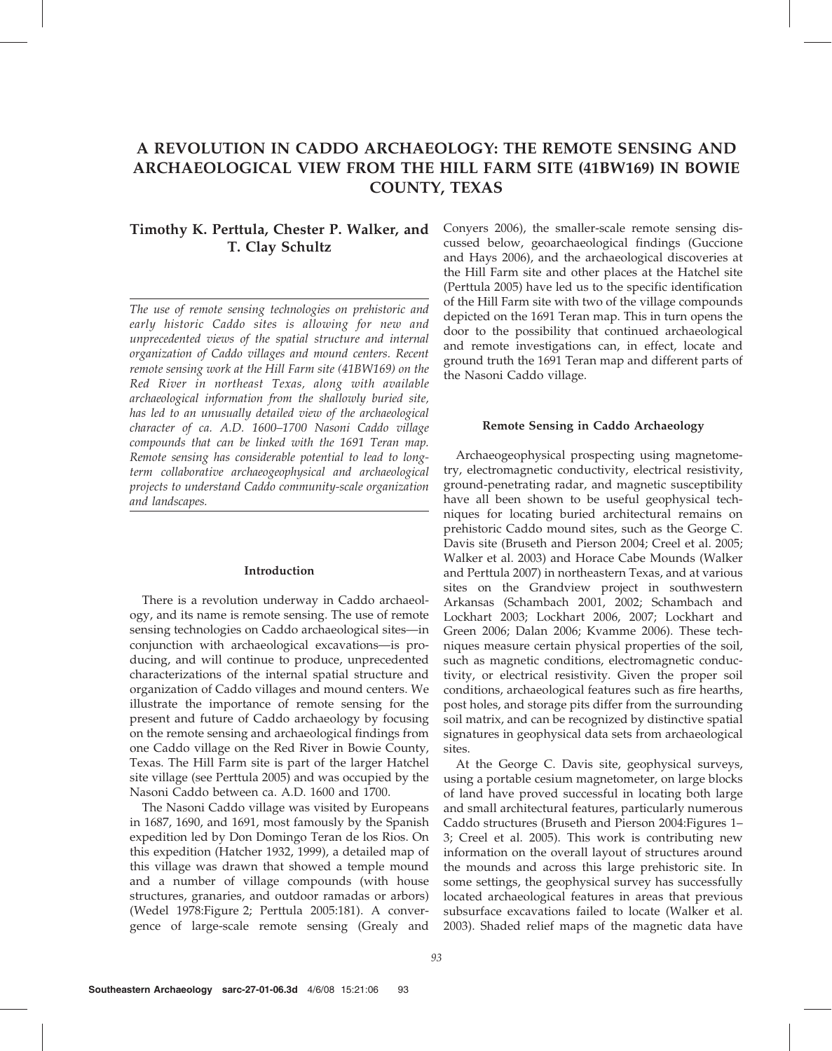# A REVOLUTION IN CADDO ARCHAEOLOGY: THE REMOTE SENSING AND ARCHAEOLOGICAL VIEW FROM THE HILL FARM SITE (41BW169) IN BOWIE COUNTY, TEXAS

**Timothy K. Perttula, Chester P. Walker, and T. Clay Schultz**

*The use of remote sensing technologies on prehistoric and early historic Caddo sites is allowing for new and unprecedented views of the spatial structure and internal organization of Caddo villages and mound centers. Recent remote sensing work at the Hill Farm site (41BW169) on the Red River in northeast Texas, along with available archaeological information from the shallowly buried site, has led to an unusually detailed view of the archaeological character of ca. A.D. 1600–1700 Nasoni Caddo village compounds that can be linked with the 1691 Teran map. Remote sensing has considerable potential to lead to long-term collaborative archaeogeophysical and archaeological projects to understand Caddo community-scale organization and landscapes.*

## Introduction

There is a revolution underway in Caddo archaeology, and its name is remote sensing. The use of remote sensing technologies on Caddo archaeological sites—in conjunction with archaeological excavations—is producing, and will continue to produce, unprecedented characterizations of the internal spatial structure and organization of Caddo villages and mound centers. We illustrate the importance of remote sensing for the present and future of Caddo archaeology by focusing on the remote sensing and archaeological findings from one Caddo village on the Red River in Bowie County, Texas. The Hill Farm site is part of the larger Hatchel site village (see Perttula 2005) and was occupied by the Nasoni Caddo between ca. A.D. 1600 and 1700.

The Nasoni Caddo village was visited by Europeans in 1687, 1690, and 1691, most famously by the Spanish expedition led by Don Domingo Teran de los Rios. On this expedition (Hatcher 1932, 1999), a detailed map of this village was drawn that showed a temple mound and a number of village compounds (with house structures, granaries, and outdoor ramadas or arbors) (Wedel 1978:Figure 2; Perttula 2005:181). A convergence of large-scale remote sensing (Grealy and Conyers 2006), the smaller-scale remote sensing discussed below, geoarchaeological findings (Guccione and Hays 2006), and the archaeological discoveries at the Hill Farm site and other places at the Hatchel site (Perttula 2005) have led us to the specific identification of the Hill Farm site with two of the village compounds depicted on the 1691 Teran map. This in turn opens the door to the possibility that continued archaeological and remote investigations can, in effect, locate and ground truth the 1691 Teran map and different parts of the Nasoni Caddo village.

## Remote Sensing in Caddo Archaeology

Archaeogeophysical prospecting using magnetometry, electromagnetic conductivity, electrical resistivity, ground-penetrating radar, and magnetic susceptibility have all been shown to be useful geophysical techniques for locating buried architectural remains on prehistoric Caddo mound sites, such as the George C. Davis site (Bruseth and Pierson 2004; Creel et al. 2005; Walker et al. 2003) and Horace Cabe Mounds (Walker and Perttula 2007) in northeastern Texas, and at various sites on the Grandview project in southwestern Arkansas (Schambach 2001, 2002; Schambach and Lockhart 2003; Lockhart 2006, 2007; Lockhart and Green 2006; Dalan 2006; Kvamme 2006). These techniques measure certain physical properties of the soil, such as magnetic conditions, electromagnetic conductivity, or electrical resistivity. Given the proper soil conditions, archaeological features such as fire hearths, post holes, and storage pits differ from the surrounding soil matrix, and can be recognized by distinctive spatial signatures in geophysical data sets from archaeological sites.

At the George C. Davis site, geophysical surveys, using a portable cesium magnetometer, on large blocks of land have proved successful in locating both large and small architectural features, particularly numerous Caddo structures (Bruseth and Pierson 2004:Figures 1–3; Creel et al. 2005). This work is contributing new information on the overall layout of structures around the mounds and across this large prehistoric site. In some settings, the geophysical survey has successfully located archaeological features in areas that previous subsurface excavations failed to locate (Walker et al. 2003). Shaded relief maps of the magnetic data have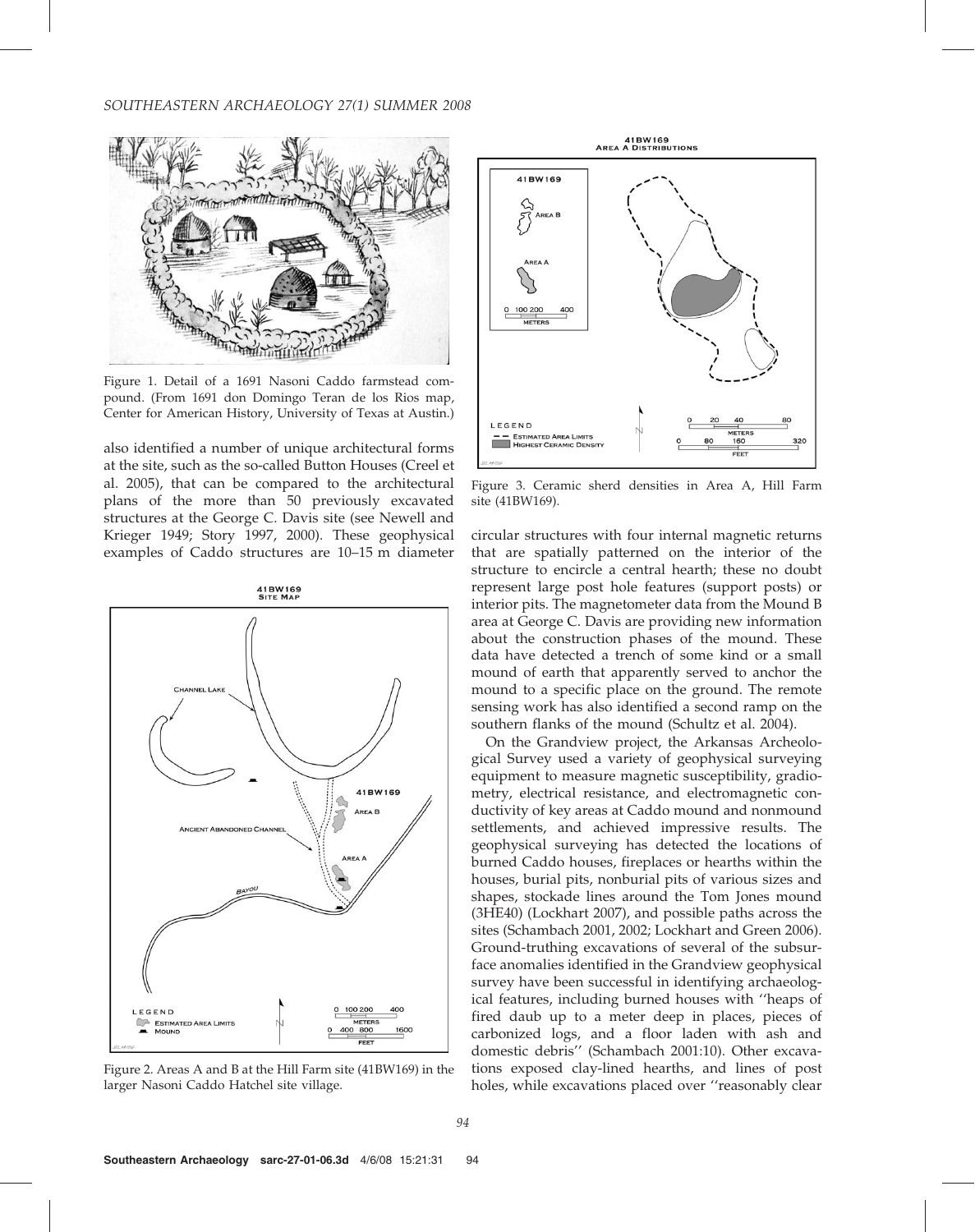Figure 1. Detail of a 1691 Nasoni Caddo farmstead compound. (From 1691 don Domingo Teran de los Rios map, Center for American History, University of Texas at Austin.)

also identified a number of unique architectural forms at the site, such as the so-called Button Houses (Creel et al. 2005), that can be compared to the architectural plans of the more than 50 previously excavated structures at the George C. Davis site (see Newell and Krieger 1949; Story 1997, 2000). These geophysical examples of Caddo structures are 10–15 m diameter circular structures with four internal magnetic returns that are spatially patterned on the interior of the structure to encircle a central hearth; these no doubt represent large post hole features (support posts) or interior pits. The magnetometer data from the Mound B area at George C. Davis are providing new information about the construction phases of the mound. These data have detected a trench of some kind or a small mound of earth that apparently served to anchor the mound to a specific place on the ground. The remote sensing work has also identified a second ramp on the southern flanks of the mound (Schultz et al. 2004).

Figure 2. Areas A and B at the Hill Farm site (41BW169) in the larger Nasoni Caddo Hatchel site village.

Figure 3. Ceramic sherd densities in Area A, Hill Farm site (41BW169).

On the Grandview project, the Arkansas Archeological Survey used a variety of geophysical surveying equipment to measure magnetic susceptibility, gradiometry, electrical resistance, and electromagnetic conductivity of key areas at Caddo mound and nonmound settlements, and achieved impressive results. The geophysical surveying has detected the locations of burned Caddo houses, fireplaces or hearths within the houses, burial pits, nonburial pits of various sizes and shapes, stockade lines around the Tom Jones mound (3HE40) (Lockhart 2007), and possible paths across the sites (Schambach 2001, 2002; Lockhart and Green 2006). Ground-truthing excavations of several of the subsurface anomalies identified in the Grandview geophysical survey have been successful in identifying archaeological features, including burned houses with ''heaps of fired daub up to a meter deep in places, pieces of carbonized logs, and a floor laden with ash and domestic debris'' (Schambach 2001:10). Other excavations exposed clay-lined hearths, and lines of post holes, while excavations placed over ''reasonably clear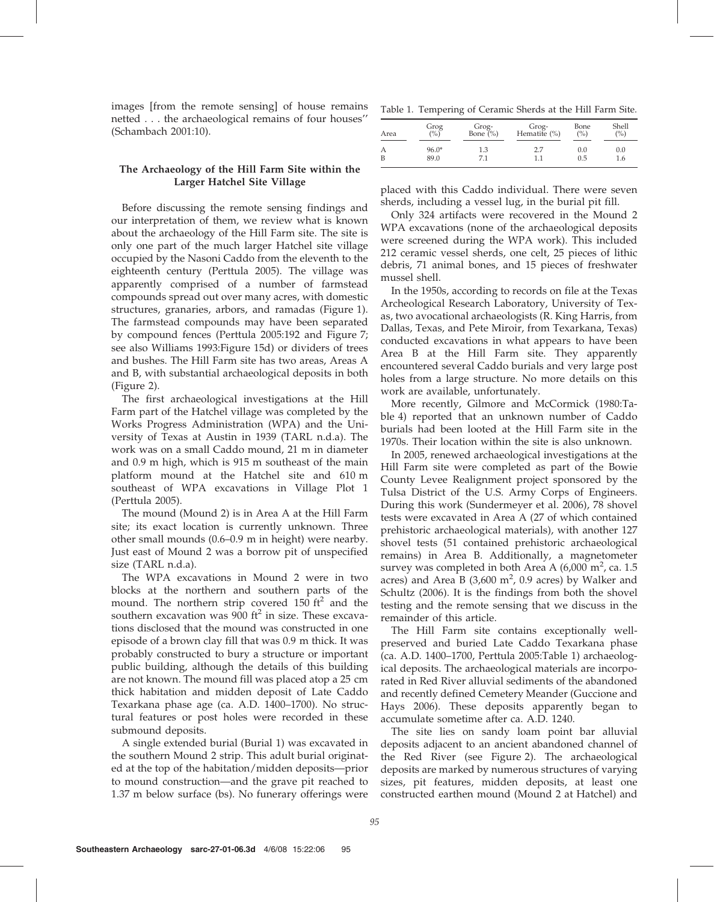images [from the remote sensing] of house remains netted . . . the archaeological remains of four houses'' (Schambach 2001:10).

### The Archaeology of the Hill Farm Site within the Larger Hatchel Site Village

Before discussing the remote sensing findings and our interpretation of them, we review what is known about the archaeology of the Hill Farm site. The site is only one part of the much larger Hatchel site village occupied by the Nasoni Caddo from the eleventh to the eighteenth century (Perttula 2005). The village was apparently comprised of a number of farmstead compounds spread out over many acres, with domestic structures, granaries, arbors, and ramadas (Figure 1). The farmstead compounds may have been separated by compound fences (Perttula 2005:192 and Figure 7; see also Williams 1993:Figure 15d) or dividers of trees and bushes. The Hill Farm site has two areas, Areas A and B, with substantial archaeological deposits in both (Figure 2).

The first archaeological investigations at the Hill Farm part of the Hatchel village was completed by the Works Progress Administration (WPA) and the University of Texas at Austin in 1939 (TARL n.d.a). The work was on a small Caddo mound, 21 m in diameter and 0.9 m high, which is 915 m southeast of the main platform mound at the Hatchel site and 610 m southeast of WPA excavations in Village Plot 1 (Perttula 2005).

The mound (Mound 2) is in Area A at the Hill Farm site; its exact location is currently unknown. Three other small mounds (0.6–0.9 m in height) were nearby. Just east of Mound 2 was a borrow pit of unspecified size (TARL n.d.a).

The WPA excavations in Mound 2 were in two blocks at the northern and southern parts of the mound. The northern strip covered 150 $ft^2$ and the southern excavation was 900 $ft^2$ in size. These excavations disclosed that the mound was constructed in one episode of a brown clay fill that was 0.9 m thick. It was probably constructed to bury a structure or important public building, although the details of this building are not known. The mound fill was placed atop a 25 cm thick habitation and midden deposit of Late Caddo Texarkana phase age (ca. A.D. 1400–1700). No structural features or post holes were recorded in these submound deposits.

A single extended burial (Burial 1) was excavated in the southern Mound 2 strip. This adult burial originated at the top of the habitation/midden deposits—prior to mound construction—and the grave pit reached to 1.37 m below surface (bs). No funerary offerings were placed with this Caddo individual. There were seven sherds, including a vessel lug, in the burial pit fill.

Table 1. Tempering of Ceramic Sherds at the Hill Farm Site.

| Area | Grog (%) | Grog-Bone (%) | Grog-Hematite (%) | Bone (%) | Shell (%) |
|---|---|---|---|---|---|
| A | 96.0* | 1.3 | 2.7 | 0.0 | 0.0 |
| B | 89.0 | 7.1 | 1.1 | 0.5 | 1.6 |

Only 324 artifacts were recovered in the Mound 2 WPA excavations (none of the archaeological deposits were screened during the WPA work). This included 212 ceramic vessel sherds, one celt, 25 pieces of lithic debris, 71 animal bones, and 15 pieces of freshwater mussel shell.

In the 1950s, according to records on file at the Texas Archeological Research Laboratory, University of Texas, two avocational archaeologists (R. King Harris, from Dallas, Texas, and Pete Miroir, from Texarkana, Texas) conducted excavations in what appears to have been Area B at the Hill Farm site. They apparently encountered several Caddo burials and very large post holes from a large structure. No more details on this work are available, unfortunately.

More recently, Gilmore and McCormick (1980:Table 4) reported that an unknown number of Caddo burials had been looted at the Hill Farm site in the 1970s. Their location within the site is also unknown.

In 2005, renewed archaeological investigations at the Hill Farm site were completed as part of the Bowie County Levee Realignment project sponsored by the Tulsa District of the U.S. Army Corps of Engineers. During this work (Sundermeyer et al. 2006), 78 shovel tests were excavated in Area A (27 of which contained prehistoric archaeological materials), with another 127 shovel tests (51 contained prehistoric archaeological remains) in Area B. Additionally, a magnetometer survey was completed in both Area A (6,000 $m^2$, ca. 1.5 acres) and Area B (3,600 $m^2$, 0.9 acres) by Walker and Schultz (2006). It is the findings from both the shovel testing and the remote sensing that we discuss in the remainder of this article.

The Hill Farm site contains exceptionally well-preserved and buried Late Caddo Texarkana phase (ca. A.D. 1400–1700, Perttula 2005:Table 1) archaeological deposits. The archaeological materials are incorporated in Red River alluvial sediments of the abandoned and recently defined Cemetery Meander (Guccione and Hays 2006). These deposits apparently began to accumulate sometime after ca. A.D. 1240.

The site lies on sandy loam point bar alluvial deposits adjacent to an ancient abandoned channel of the Red River (see Figure 2). The archaeological deposits are marked by numerous structures of varying sizes, pit features, midden deposits, at least one constructed earthen mound (Mound 2 at Hatchel) and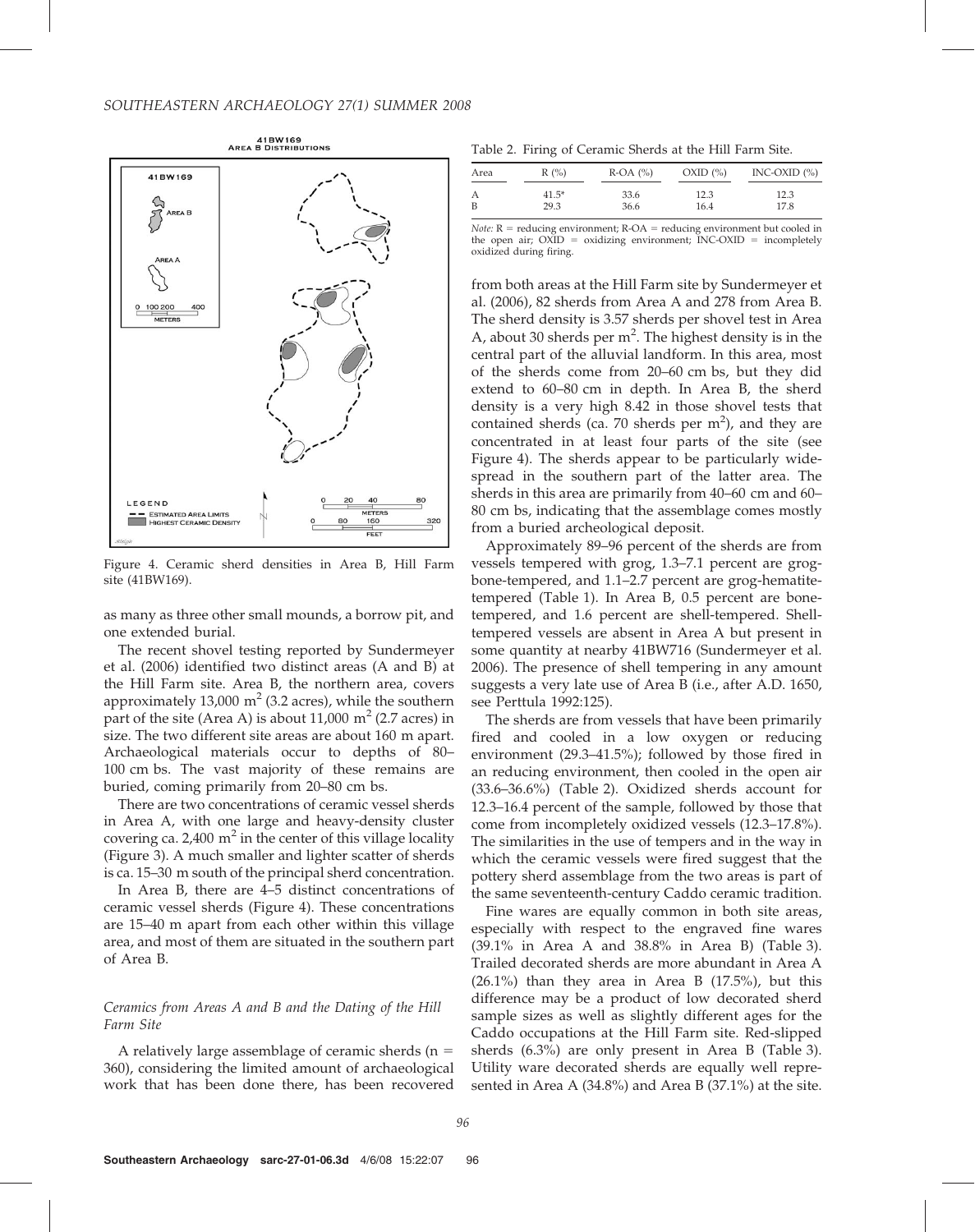Figure 4. Ceramic sherd densities in Area B, Hill Farm site (41BW169).

as many as three other small mounds, a borrow pit, and one extended burial.

The recent shovel testing reported by Sundermeyer et al. (2006) identified two distinct areas (A and B) at the Hill Farm site. Area B, the northern area, covers approximately 13,000 $m^2$ (3.2 acres), while the southern part of the site (Area A) is about 11,000 $m^2$ (2.7 acres) in size. The two different site areas are about 160 m apart. Archaeological materials occur to depths of 80–100 cm bs. The vast majority of these remains are buried, coming primarily from 20–80 cm bs.

There are two concentrations of ceramic vessel sherds in Area A, with one large and heavy-density cluster covering ca. 2,400 $m^2$ in the center of this village locality (Figure 3). A much smaller and lighter scatter of sherds is ca. 15–30 m south of the principal sherd concentration.

In Area B, there are 4–5 distinct concentrations of ceramic vessel sherds (Figure 4). These concentrations are 15–40 m apart from each other within this village area, and most of them are situated in the southern part of Area B.

### *Ceramics from Areas A and B and the Dating of the Hill Farm Site*

A relatively large assemblage of ceramic sherds (n = 360), considering the limited amount of archaeological work that has been done there, has been recovered from both areas at the Hill Farm site by Sundermeyer et al. (2006), 82 sherds from Area A and 278 from Area B. The sherd density is 3.57 sherds per shovel test in Area A, about 30 sherds per $m^2$. The highest density is in the central part of the alluvial landform. In this area, most of the sherds come from 20–60 cm bs, but they did extend to 60–80 cm in depth. In Area B, the sherd density is a very high 8.42 in those shovel tests that contained sherds (ca. 70 sherds per $m^2$), and they are concentrated in at least four parts of the site (see Figure 4). The sherds appear to be particularly widespread in the southern part of the latter area. The sherds in this area are primarily from 40–60 cm and 60–80 cm bs, indicating that the assemblage comes mostly from a buried archeological deposit.

Approximately 89–96 percent of the sherds are from vessels tempered with grog, 1.3–7.1 percent are grog-bone-tempered, and 1.1–2.7 percent are grog-hematite-tempered (Table 1). In Area B, 0.5 percent are bone-tempered, and 1.6 percent are shell-tempered. Shell-tempered vessels are absent in Area A but present in some quantity at nearby 41BW716 (Sundermeyer et al. 2006). The presence of shell tempering in any amount suggests a very late use of Area B (i.e., after A.D. 1650, see Perttula 1992:125).

Table 2. Firing of Ceramic Sherds at the Hill Farm Site.

| Area | R (%) | R-OA (%) | OXID (%) | INC-OXID (%) |
|---|---|---|---|---|
| A | 41.5* | 33.6 | 12.3 | 12.3 |
| B | 29.3 | 36.6 | 16.4 | 17.8 |

*Note:* R = reducing environment; R-OA = reducing environment but cooled in the open air; OXID = oxidizing environment; INC-OXID = incompletely oxidized during firing.

The sherds are from vessels that have been primarily fired and cooled in a low oxygen or reducing environment (29.3–41.5%); followed by those fired in an reducing environment, then cooled in the open air (33.6–36.6%) (Table 2). Oxidized sherds account for 12.3–16.4 percent of the sample, followed by those that come from incompletely oxidized vessels (12.3–17.8%). The similarities in the use of tempers and in the way in which the ceramic vessels were fired suggest that the pottery sherd assemblage from the two areas is part of the same seventeenth-century Caddo ceramic tradition.

Fine wares are equally common in both site areas, especially with respect to the engraved fine wares (39.1% in Area A and 38.8% in Area B) (Table 3). Trailed decorated sherds are more abundant in Area A (26.1%) than they area in Area B (17.5%), but this difference may be a product of low decorated sherd sample sizes as well as slightly different ages for the Caddo occupations at the Hill Farm site. Red-slipped sherds (6.3%) are only present in Area B (Table 3). Utility ware decorated sherds are equally well represented in Area A (34.8%) and Area B (37.1%) at the site.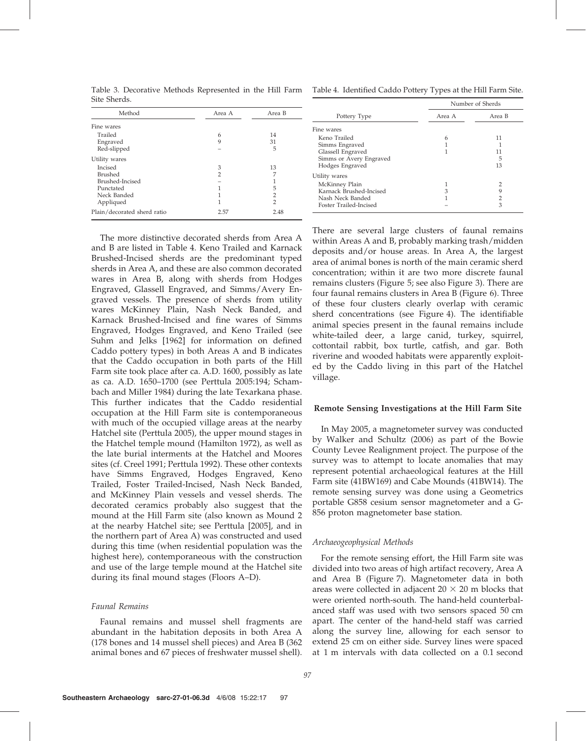Table 3. Decorative Methods Represented in the Hill Farm Site Sherds.

| Method | Area A | Area B |
|---|---|---|
| Fine wares | | |
| Trailed | 6 | 14 |
| Engraved | 9 | 31 |
| Red-slipped | – | 5 |
| Utility wares | | |
| Incised | 3 | 13 |
| Brushed | 2 | 7 |
| Brushed-Incised | – | 1 |
| Punctated | 1 | 5 |
| Neck Banded | 1 | 2 |
| Appliqued | 1 | 2 |
| Plain/decorated sherd ratio | 2.57 | 2.48 |

The more distinctive decorated sherds from Area A and B are listed in Table 4. Keno Trailed and Karnack Brushed-Incised sherds are the predominant typed sherds in Area A, and these are also common decorated wares in Area B, along with sherds from Hodges Engraved, Glassell Engraved, and Simms/Avery Engraved vessels. The presence of sherds from utility wares McKinney Plain, Nash Neck Banded, and Karnack Brushed-Incised and fine wares of Simms Engraved, Hodges Engraved, and Keno Trailed (see Suhm and Jelks [1962] for information on defined Caddo pottery types) in both Areas A and B indicates that the Caddo occupation in both parts of the Hill Farm site took place after ca. A.D. 1600, possibly as late as ca. A.D. 1650–1700 (see Perttula 2005:194; Schambach and Miller 1984) during the late Texarkana phase. This further indicates that the Caddo residential occupation at the Hill Farm site is contemporaneous with much of the occupied village areas at the nearby Hatchel site (Perttula 2005), the upper mound stages in the Hatchel temple mound (Hamilton 1972), as well as the late burial interments at the Hatchel and Moores sites (cf. Creel 1991; Perttula 1992). These other contexts have Simms Engraved, Hodges Engraved, Keno Trailed, Foster Trailed-Incised, Nash Neck Banded, and McKinney Plain vessels and vessel sherds. The decorated ceramics probably also suggest that the mound at the Hill Farm site (also known as Mound 2 at the nearby Hatchel site; see Perttula [2005], and in the northern part of Area A) was constructed and used during this time (when residential population was the highest here), contemporaneous with the construction and use of the large temple mound at the Hatchel site during its final mound stages (Floors A–D).

*Faunal Remains*

Faunal remains and mussel shell fragments are abundant in the habitation deposits in both Area A (178 bones and 14 mussel shell pieces) and Area B (362 animal bones and 67 pieces of freshwater mussel shell).

Table 4. Identified Caddo Pottery Types at the Hill Farm Site.

| Pottery Type | Number of Sherds | |
|---|---|---|
| | Area A | Area B |
| Fine wares | | |
| Keno Trailed | 6 | 11 |
| Simms Engraved | 1 | 1 |
| Glassell Engraved | 1 | 11 |
| Simms or Avery Engraved | | 5 |
| Hodges Engraved | | 13 |
| Utility wares | | |
| McKinney Plain | 1 | 2 |
| Karnack Brushed-Incised | 3 | 9 |
| Nash Neck Banded | 1 | 2 |
| Foster Trailed-Incised | – | 3 |

There are several large clusters of faunal remains within Areas A and B, probably marking trash/midden deposits and/or house areas. In Area A, the largest area of animal bones is north of the main ceramic sherd concentration; within it are two more discrete faunal remains clusters (Figure 5; see also Figure 3). There are four faunal remains clusters in Area B (Figure 6). Three of these four clusters clearly overlap with ceramic sherd concentrations (see Figure 4). The identifiable animal species present in the faunal remains include white-tailed deer, a large canid, turkey, squirrel, cottontail rabbit, box turtle, catfish, and gar. Both riverine and wooded habitats were apparently exploited by the Caddo living in this part of the Hatchel village.

## Remote Sensing Investigations at the Hill Farm Site

In May 2005, a magnetometer survey was conducted by Walker and Schultz (2006) as part of the Bowie County Levee Realignment project. The purpose of the survey was to attempt to locate anomalies that may represent potential archaeological features at the Hill Farm site (41BW169) and Cabe Mounds (41BW14). The remote sensing survey was done using a Geometrics portable G858 cesium sensor magnetometer and a G-856 proton magnetometer base station.

*Archaeogeophysical Methods*

For the remote sensing effort, the Hill Farm site was divided into two areas of high artifact recovery, Area A and Area B (Figure 7). Magnetometer data in both areas were collected in adjacent 20 × 20 m blocks that were oriented north-south. The hand-held counterbalanced staff was used with two sensors spaced 50 cm apart. The center of the hand-held staff was carried along the survey line, allowing for each sensor to extend 25 cm on either side. Survey lines were spaced at 1 m intervals with data collected on a 0.1 second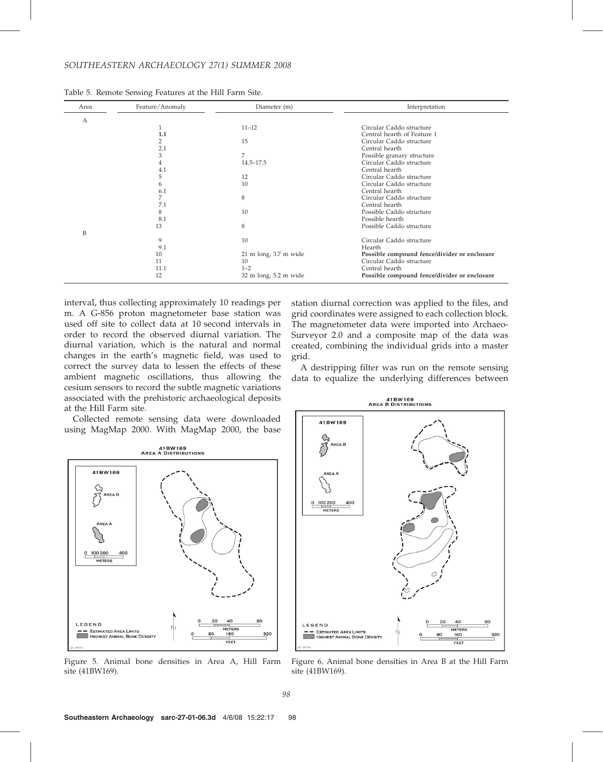Table 5. Remote Sensing Features at the Hill Farm Site.

| Area | Feature/Anomaly | Diameter (m) | Interpretation |
|---|---|---|---|
| A | | | |
| | 1 | 11–12 | Circular Caddo structure |
| | 1.1 | | Central hearth of Feature 1 |
| | 2 | 15 | Circular Caddo structure |
| | 2.1 | | Central hearth |
| | 3 | 7 | Possible granary structure |
| | 4 | 14.5–17.5 | Circular Caddo structure |
| | 4.1 | | Central hearth |
| | 5 | 12 | Circular Caddo structure |
| | 6 | 10 | Circular Caddo structure |
| | 6.1 | | Central hearth |
| | 7 | 8 | Circular Caddo structure |
| | 7.1 | | Central hearth |
| | 8 | 10 | Possible Caddo structure |
| | 8.1 | | Possible hearth |
| | 13 | 8 | Possible Caddo structure |
| B | | | |
| | 9 | 10 | Circular Caddo structure |
| | 9.1 | | Hearth |
| | 10 | 21 m long, 3.7 m wide | **Possible compound fence/divider or enclosure** |
| | 11 | 10 | Circular Caddo structure |
| | 11.1 | 1–2 | Central hearth |
| | 12 | 32 m long, 5.2 m wide | **Possible compound fence/divider or enclosure** |

interval, thus collecting approximately 10 readings per m. A G-856 proton magnetometer base station was used off site to collect data at 10 second intervals in order to record the observed diurnal variation. The diurnal variation, which is the natural and normal changes in the earth's magnetic field, was used to correct the survey data to lessen the effects of these ambient magnetic oscillations, thus allowing the cesium sensors to record the subtle magnetic variations associated with the prehistoric archaeological deposits at the Hill Farm site.

Collected remote sensing data were downloaded using MagMap 2000. With MagMap 2000, the base station diurnal correction was applied to the files, and grid coordinates were assigned to each collection block. The magnetometer data were imported into Archaeo-Surveyor 2.0 and a composite map of the data was created, combining the individual grids into a master grid.

A destripping filter was run on the remote sensing data to equalize the underlying differences between

Figure 5. Animal bone densities in Area A, Hill Farm site (41BW169).

Figure 6. Animal bone densities in Area B at the Hill Farm site (41BW169).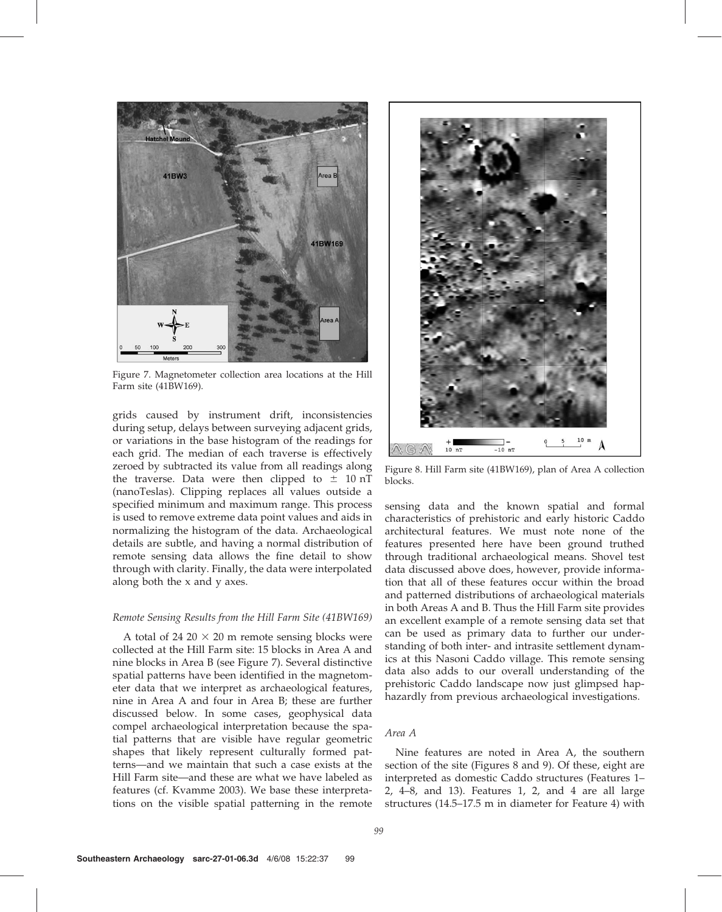Figure 7. Magnetometer collection area locations at the Hill Farm site (41BW169).

grids caused by instrument drift, inconsistencies during setup, delays between surveying adjacent grids, or variations in the base histogram of the readings for each grid. The median of each traverse is effectively zeroed by subtracted its value from all readings along the traverse. Data were then clipped to $\pm$ 10 nT (nanoTeslas). Clipping replaces all values outside a specified minimum and maximum range. This process is used to remove extreme data point values and aids in normalizing the histogram of the data. Archaeological details are subtle, and having a normal distribution of remote sensing data allows the fine detail to show through with clarity. Finally, the data were interpolated along both the x and y axes.

### *Remote Sensing Results from the Hill Farm Site (41BW169)*

A total of 24 20 $\times$ 20 m remote sensing blocks were collected at the Hill Farm site: 15 blocks in Area A and nine blocks in Area B (see Figure 7). Several distinctive spatial patterns have been identified in the magnetometer data that we interpret as archaeological features, nine in Area A and four in Area B; these are further discussed below. In some cases, geophysical data compel archaeological interpretation because the spatial patterns that are visible have regular geometric shapes that likely represent culturally formed patterns—and we maintain that such a case exists at the Hill Farm site—and these are what we have labeled as features (cf. Kvamme 2003). We base these interpretations on the visible spatial patterning in the remote sensing data and the known spatial and formal characteristics of prehistoric and early historic Caddo architectural features. We must note none of the features presented here have been ground truthed through traditional archaeological means. Shovel test data discussed above does, however, provide information that all of these features occur within the broad and patterned distributions of archaeological materials in both Areas A and B. Thus the Hill Farm site provides an excellent example of a remote sensing data set that can be used as primary data to further our understanding of both inter- and intrasite settlement dynamics at this Nasoni Caddo village. This remote sensing data also adds to our overall understanding of the prehistoric Caddo landscape now just glimpsed haphazardly from previous archaeological investigations.

Figure 8. Hill Farm site (41BW169), plan of Area A collection blocks.

### *Area A*

Nine features are noted in Area A, the southern section of the site (Figures 8 and 9). Of these, eight are interpreted as domestic Caddo structures (Features 1–2, 4–8, and 13). Features 1, 2, and 4 are all large structures (14.5–17.5 m in diameter for Feature 4) with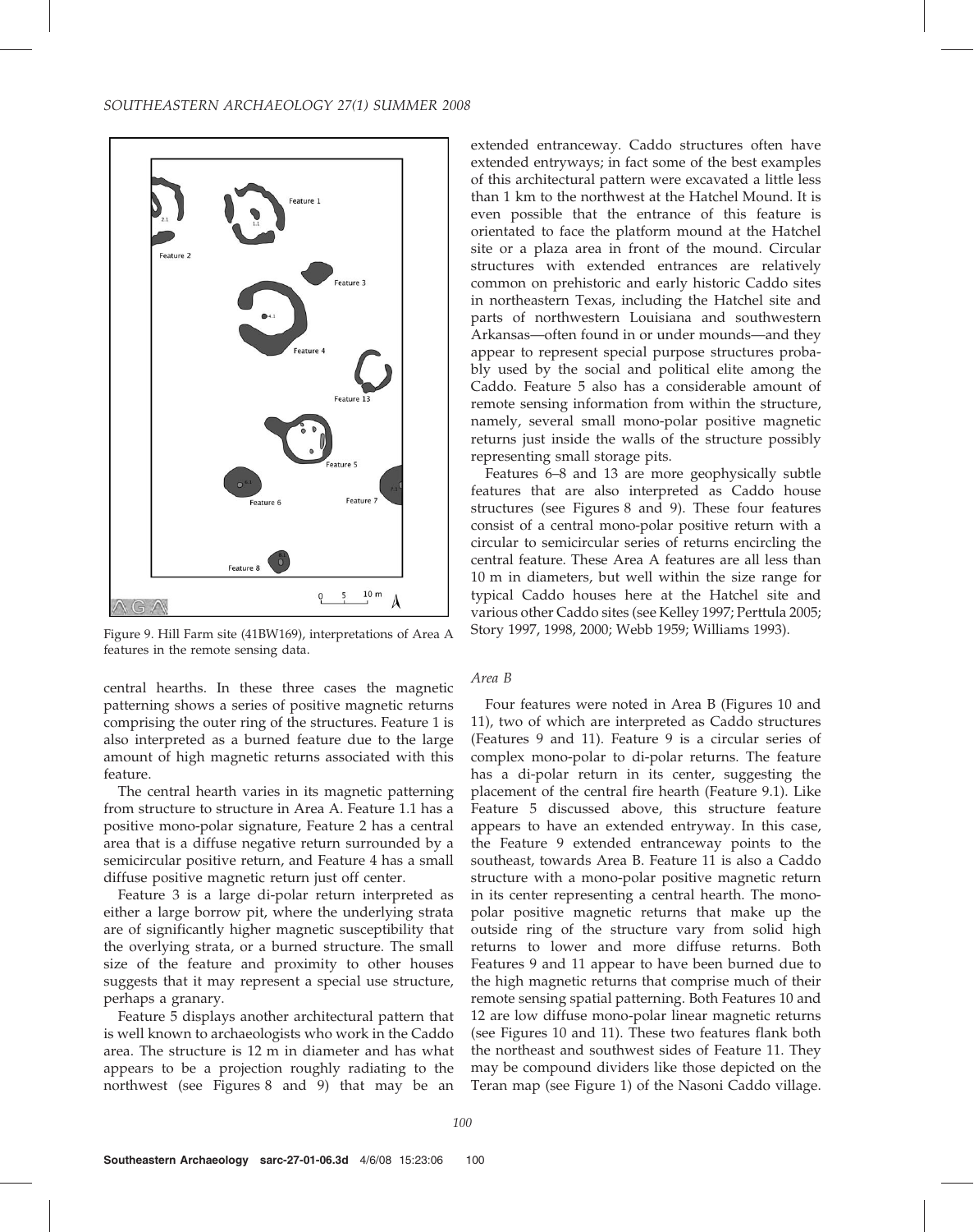Figure 9. Hill Farm site (41BW169), interpretations of Area A features in the remote sensing data.

central hearths. In these three cases the magnetic patterning shows a series of positive magnetic returns comprising the outer ring of the structures. Feature 1 is also interpreted as a burned feature due to the large amount of high magnetic returns associated with this feature.

The central hearth varies in its magnetic patterning from structure to structure in Area A. Feature 1.1 has a positive mono-polar signature, Feature 2 has a central area that is a diffuse negative return surrounded by a semicircular positive return, and Feature 4 has a small diffuse positive magnetic return just off center.

Feature 3 is a large di-polar return interpreted as either a large borrow pit, where the underlying strata are of significantly higher magnetic susceptibility that the overlying strata, or a burned structure. The small size of the feature and proximity to other houses suggests that it may represent a special use structure, perhaps a granary.

Feature 5 displays another architectural pattern that is well known to archaeologists who work in the Caddo area. The structure is 12 m in diameter and has what appears to be a projection roughly radiating to the northwest (see Figures 8 and 9) that may be an extended entranceway. Caddo structures often have extended entryways; in fact some of the best examples of this architectural pattern were excavated a little less than 1 km to the northwest at the Hatchel Mound. It is even possible that the entrance of this feature is orientated to face the platform mound at the Hatchel site or a plaza area in front of the mound. Circular structures with extended entrances are relatively common on prehistoric and early historic Caddo sites in northeastern Texas, including the Hatchel site and parts of northwestern Louisiana and southwestern Arkansas—often found in or under mounds—and they appear to represent special purpose structures probably used by the social and political elite among the Caddo. Feature 5 also has a considerable amount of remote sensing information from within the structure, namely, several small mono-polar positive magnetic returns just inside the walls of the structure possibly representing small storage pits.

Features 6–8 and 13 are more geophysically subtle features that are also interpreted as Caddo house structures (see Figures 8 and 9). These four features consist of a central mono-polar positive return with a circular to semicircular series of returns encircling the central feature. These Area A features are all less than 10 m in diameters, but well within the size range for typical Caddo houses here at the Hatchel site and various other Caddo sites (see Kelley 1997; Perttula 2005; Story 1997, 1998, 2000; Webb 1959; Williams 1993).

### *Area B*

Four features were noted in Area B (Figures 10 and 11), two of which are interpreted as Caddo structures (Features 9 and 11). Feature 9 is a circular series of complex mono-polar to di-polar returns. The feature has a di-polar return in its center, suggesting the placement of the central fire hearth (Feature 9.1). Like Feature 5 discussed above, this structure feature appears to have an extended entryway. In this case, the Feature 9 extended entranceway points to the southeast, towards Area B. Feature 11 is also a Caddo structure with a mono-polar positive magnetic return in its center representing a central hearth. The mono-polar positive magnetic returns that make up the outside ring of the structure vary from solid high returns to lower and more diffuse returns. Both Features 9 and 11 appear to have been burned due to the high magnetic returns that comprise much of their remote sensing spatial patterning. Both Features 10 and 12 are low diffuse mono-polar linear magnetic returns (see Figures 10 and 11). These two features flank both the northeast and southwest sides of Feature 11. They may be compound dividers like those depicted on the Teran map (see Figure 1) of the Nasoni Caddo village.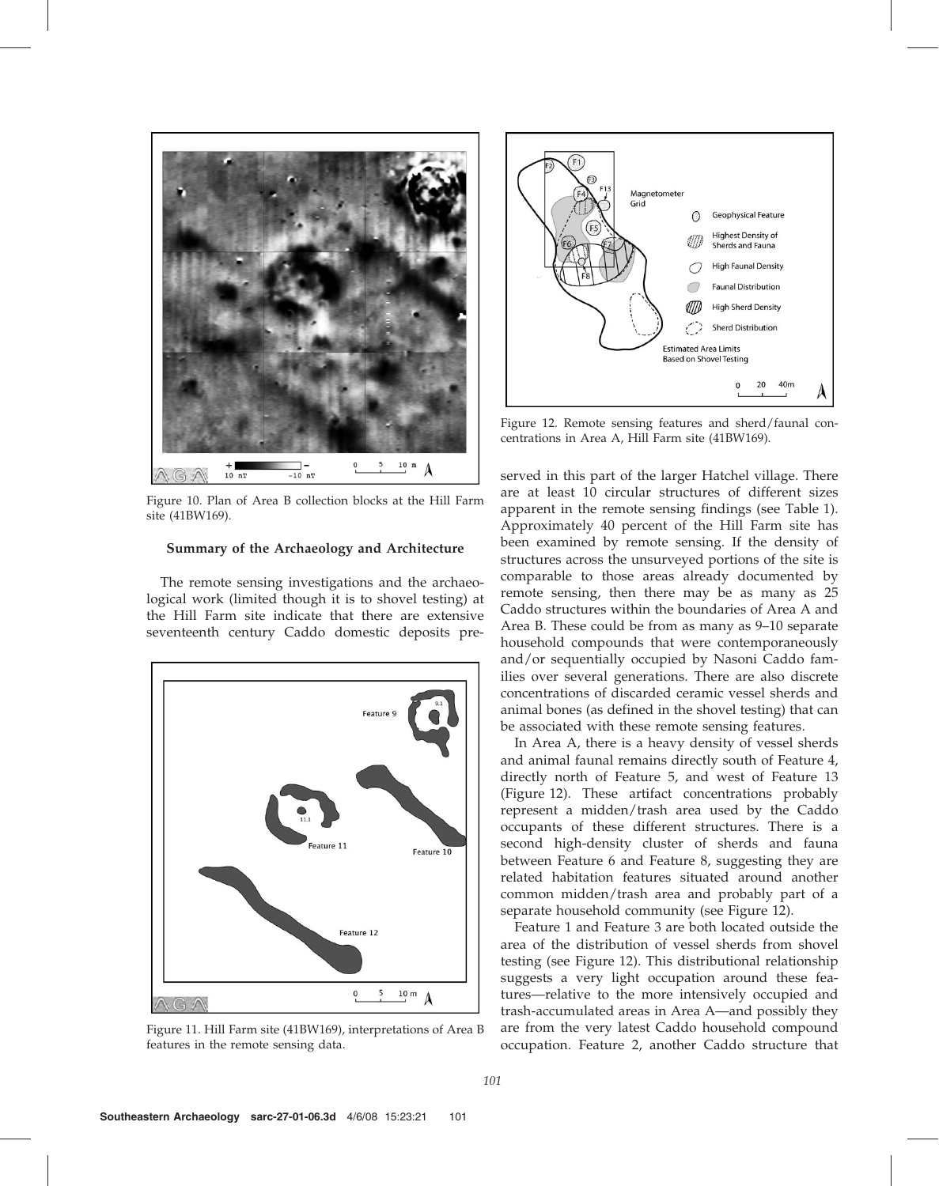Figure 10. Plan of Area B collection blocks at the Hill Farm site (41BW169).

### Summary of the Archaeology and Architecture

The remote sensing investigations and the archaeological work (limited though it is to shovel testing) at the Hill Farm site indicate that there are extensive seventeenth century Caddo domestic deposits preserved in this part of the larger Hatchel village. There are at least 10 circular structures of different sizes apparent in the remote sensing findings (see Table 1). Approximately 40 percent of the Hill Farm site has been examined by remote sensing. If the density of structures across the unsurveyed portions of the site is comparable to those areas already documented by remote sensing, then there may be as many as 25 Caddo structures within the boundaries of Area A and Area B. These could be from as many as 9–10 separate household compounds that were contemporaneously and/or sequentially occupied by Nasoni Caddo families over several generations. There are also discrete concentrations of discarded ceramic vessel sherds and animal bones (as defined in the shovel testing) that can be associated with these remote sensing features.

Figure 11. Hill Farm site (41BW169), interpretations of Area B features in the remote sensing data.

Figure 12. Remote sensing features and sherd/faunal concentrations in Area A, Hill Farm site (41BW169).

In Area A, there is a heavy density of vessel sherds and animal faunal remains directly south of Feature 4, directly north of Feature 5, and west of Feature 13 (Figure 12). These artifact concentrations probably represent a midden/trash area used by the Caddo occupants of these different structures. There is a second high-density cluster of sherds and fauna between Feature 6 and Feature 8, suggesting they are related habitation features situated around another common midden/trash area and probably part of a separate household community (see Figure 12).

Feature 1 and Feature 3 are both located outside the area of the distribution of vessel sherds from shovel testing (see Figure 12). This distributional relationship suggests a very light occupation around these features—relative to the more intensively occupied and trash-accumulated areas in Area A—and possibly they are from the very latest Caddo household compound occupation. Feature 2, another Caddo structure that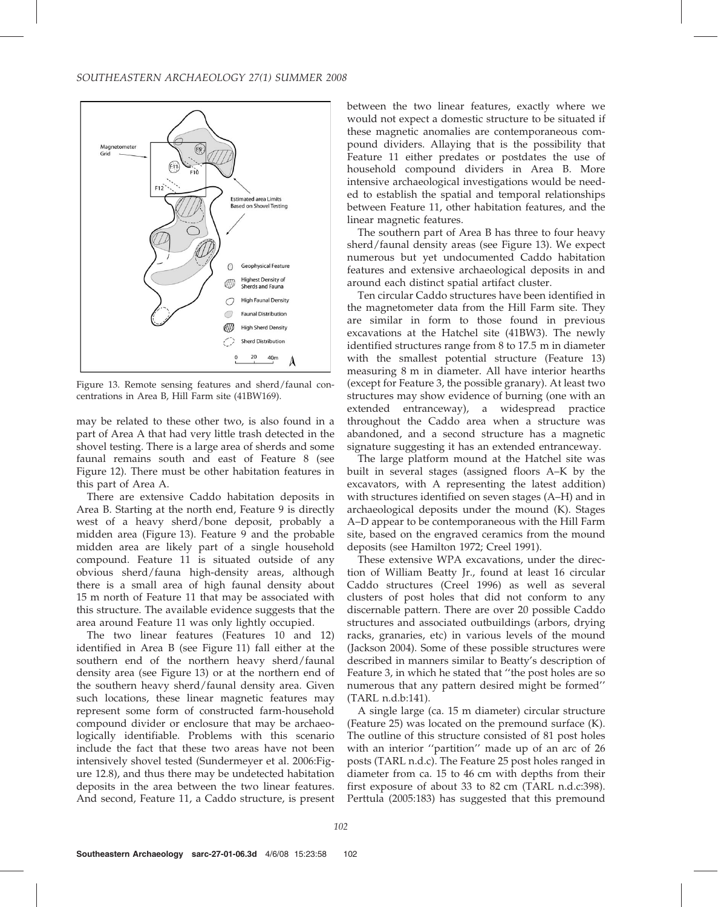Figure 13. Remote sensing features and sherd/faunal concentrations in Area B, Hill Farm site (41BW169).

may be related to these other two, is also found in a part of Area A that had very little trash detected in the shovel testing. There is a large area of sherds and some faunal remains south and east of Feature 8 (see Figure 12). There must be other habitation features in this part of Area A.

There are extensive Caddo habitation deposits in Area B. Starting at the north end, Feature 9 is directly west of a heavy sherd/bone deposit, probably a midden area (Figure 13). Feature 9 and the probable midden area are likely part of a single household compound. Feature 11 is situated outside of any obvious sherd/fauna high-density areas, although there is a small area of high faunal density about 15 m north of Feature 11 that may be associated with this structure. The available evidence suggests that the area around Feature 11 was only lightly occupied.

The two linear features (Features 10 and 12) identified in Area B (see Figure 11) fall either at the southern end of the northern heavy sherd/faunal density area (see Figure 13) or at the northern end of the southern heavy sherd/faunal density area. Given such locations, these linear magnetic features may represent some form of constructed farm-household compound divider or enclosure that may be archaeologically identifiable. Problems with this scenario include the fact that these two areas have not been intensively shovel tested (Sundermeyer et al. 2006:Figure 12.8), and thus there may be undetected habitation deposits in the area between the two linear features. And second, Feature 11, a Caddo structure, is present between the two linear features, exactly where we would not expect a domestic structure to be situated if these magnetic anomalies are contemporaneous compound dividers. Allaying that is the possibility that Feature 11 either predates or postdates the use of household compound dividers in Area B. More intensive archaeological investigations would be needed to establish the spatial and temporal relationships between Feature 11, other habitation features, and the linear magnetic features.

The southern part of Area B has three to four heavy sherd/faunal density areas (see Figure 13). We expect numerous but yet undocumented Caddo habitation features and extensive archaeological deposits in and around each distinct spatial artifact cluster.

Ten circular Caddo structures have been identified in the magnetometer data from the Hill Farm site. They are similar in form to those found in previous excavations at the Hatchel site (41BW3). The newly identified structures range from 8 to 17.5 m in diameter with the smallest potential structure (Feature 13) measuring 8 m in diameter. All have interior hearths (except for Feature 3, the possible granary). At least two structures may show evidence of burning (one with an extended entranceway), a widespread practice throughout the Caddo area when a structure was abandoned, and a second structure has a magnetic signature suggesting it has an extended entranceway.

The large platform mound at the Hatchel site was built in several stages (assigned floors A–K by the excavators, with A representing the latest addition) with structures identified on seven stages (A–H) and in archaeological deposits under the mound (K). Stages A–D appear to be contemporaneous with the Hill Farm site, based on the engraved ceramics from the mound deposits (see Hamilton 1972; Creel 1991).

These extensive WPA excavations, under the direction of William Beatty Jr., found at least 16 circular Caddo structures (Creel 1996) as well as several clusters of post holes that did not conform to any discernable pattern. There are over 20 possible Caddo structures and associated outbuildings (arbors, drying racks, granaries, etc) in various levels of the mound (Jackson 2004). Some of these possible structures were described in manners similar to Beatty's description of Feature 3, in which he stated that ''the post holes are so numerous that any pattern desired might be formed'' (TARL n.d.b:141).

A single large (ca. 15 m diameter) circular structure (Feature 25) was located on the premound surface (K). The outline of this structure consisted of 81 post holes with an interior ''partition'' made up of an arc of 26 posts (TARL n.d.c). The Feature 25 post holes ranged in diameter from ca. 15 to 46 cm with depths from their first exposure of about 33 to 82 cm (TARL n.d.c:398). Perttula (2005:183) has suggested that this premound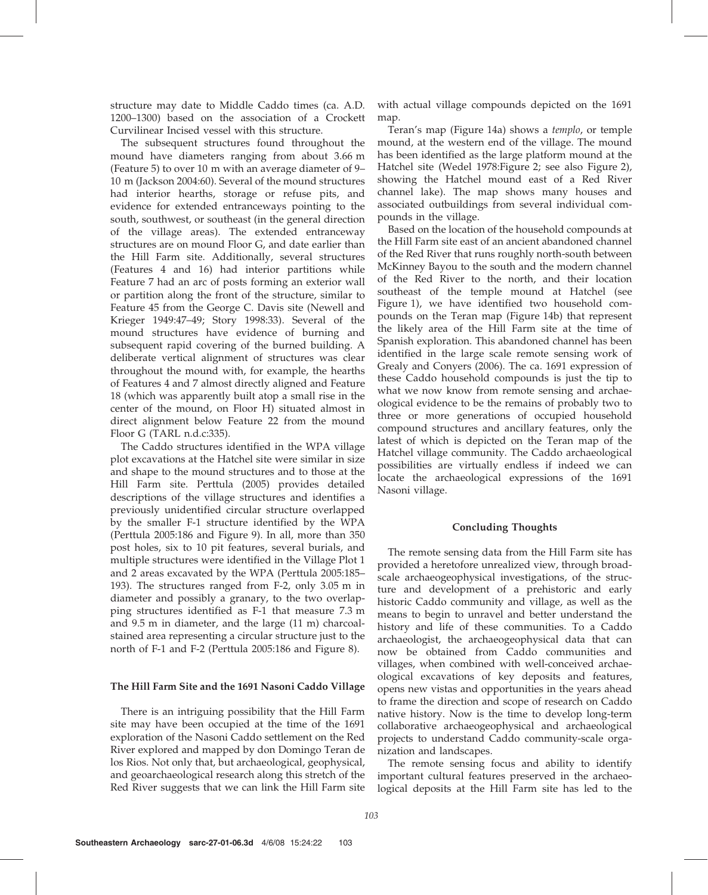structure may date to Middle Caddo times (ca. A.D. 1200–1300) based on the association of a Crockett Curvilinear Incised vessel with this structure.

The subsequent structures found throughout the mound have diameters ranging from about 3.66 m (Feature 5) to over 10 m with an average diameter of 9–10 m (Jackson 2004:60). Several of the mound structures had interior hearths, storage or refuse pits, and evidence for extended entranceways pointing to the south, southwest, or southeast (in the general direction of the village areas). The extended entranceway structures are on mound Floor G, and date earlier than the Hill Farm site. Additionally, several structures (Features 4 and 16) had interior partitions while Feature 7 had an arc of posts forming an exterior wall or partition along the front of the structure, similar to Feature 45 from the George C. Davis site (Newell and Krieger 1949:47–49; Story 1998:33). Several of the mound structures have evidence of burning and subsequent rapid covering of the burned building. A deliberate vertical alignment of structures was clear throughout the mound with, for example, the hearths of Features 4 and 7 almost directly aligned and Feature 18 (which was apparently built atop a small rise in the center of the mound, on Floor H) situated almost in direct alignment below Feature 22 from the mound Floor G (TARL n.d.c:335).

The Caddo structures identified in the WPA village plot excavations at the Hatchel site were similar in size and shape to the mound structures and to those at the Hill Farm site. Perttula (2005) provides detailed descriptions of the village structures and identifies a previously unidentified circular structure overlapped by the smaller F-1 structure identified by the WPA (Perttula 2005:186 and Figure 9). In all, more than 350 post holes, six to 10 pit features, several burials, and multiple structures were identified in the Village Plot 1 and 2 areas excavated by the WPA (Perttula 2005:185–193). The structures ranged from F-2, only 3.05 m in diameter and possibly a granary, to the two overlapping structures identified as F-1 that measure 7.3 m and 9.5 m in diameter, and the large (11 m) charcoal-stained area representing a circular structure just to the north of F-1 and F-2 (Perttula 2005:186 and Figure 8).

### The Hill Farm Site and the 1691 Nasoni Caddo Village

There is an intriguing possibility that the Hill Farm site may have been occupied at the time of the 1691 exploration of the Nasoni Caddo settlement on the Red River explored and mapped by don Domingo Teran de los Rios. Not only that, but archaeological, geophysical, and geoarchaeological research along this stretch of the Red River suggests that we can link the Hill Farm site with actual village compounds depicted on the 1691 map.

Teran's map (Figure 14a) shows a *templo*, or temple mound, at the western end of the village. The mound has been identified as the large platform mound at the Hatchel site (Wedel 1978:Figure 2; see also Figure 2), showing the Hatchel mound east of a Red River channel lake). The map shows many houses and associated outbuildings from several individual compounds in the village.

Based on the location of the household compounds at the Hill Farm site east of an ancient abandoned channel of the Red River that runs roughly north-south between McKinney Bayou to the south and the modern channel of the Red River to the north, and their location southeast of the temple mound at Hatchel (see Figure 1), we have identified two household compounds on the Teran map (Figure 14b) that represent the likely area of the Hill Farm site at the time of Spanish exploration. This abandoned channel has been identified in the large scale remote sensing work of Grealy and Conyers (2006). The ca. 1691 expression of these Caddo household compounds is just the tip to what we now know from remote sensing and archaeological evidence to be the remains of probably two to three or more generations of occupied household compound structures and ancillary features, only the latest of which is depicted on the Teran map of the Hatchel village community. The Caddo archaeological possibilities are virtually endless if indeed we can locate the archaeological expressions of the 1691 Nasoni village.

### Concluding Thoughts

The remote sensing data from the Hill Farm site has provided a heretofore unrealized view, through broad-scale archaeogeophysical investigations, of the structure and development of a prehistoric and early historic Caddo community and village, as well as the means to begin to unravel and better understand the history and life of these communities. To a Caddo archaeologist, the archaeogeophysical data that can now be obtained from Caddo communities and villages, when combined with well-conceived archaeological excavations of key deposits and features, opens new vistas and opportunities in the years ahead to frame the direction and scope of research on Caddo native history. Now is the time to develop long-term collaborative archaeogeophysical and archaeological projects to understand Caddo community-scale organization and landscapes.

The remote sensing focus and ability to identify important cultural features preserved in the archaeological deposits at the Hill Farm site has led to the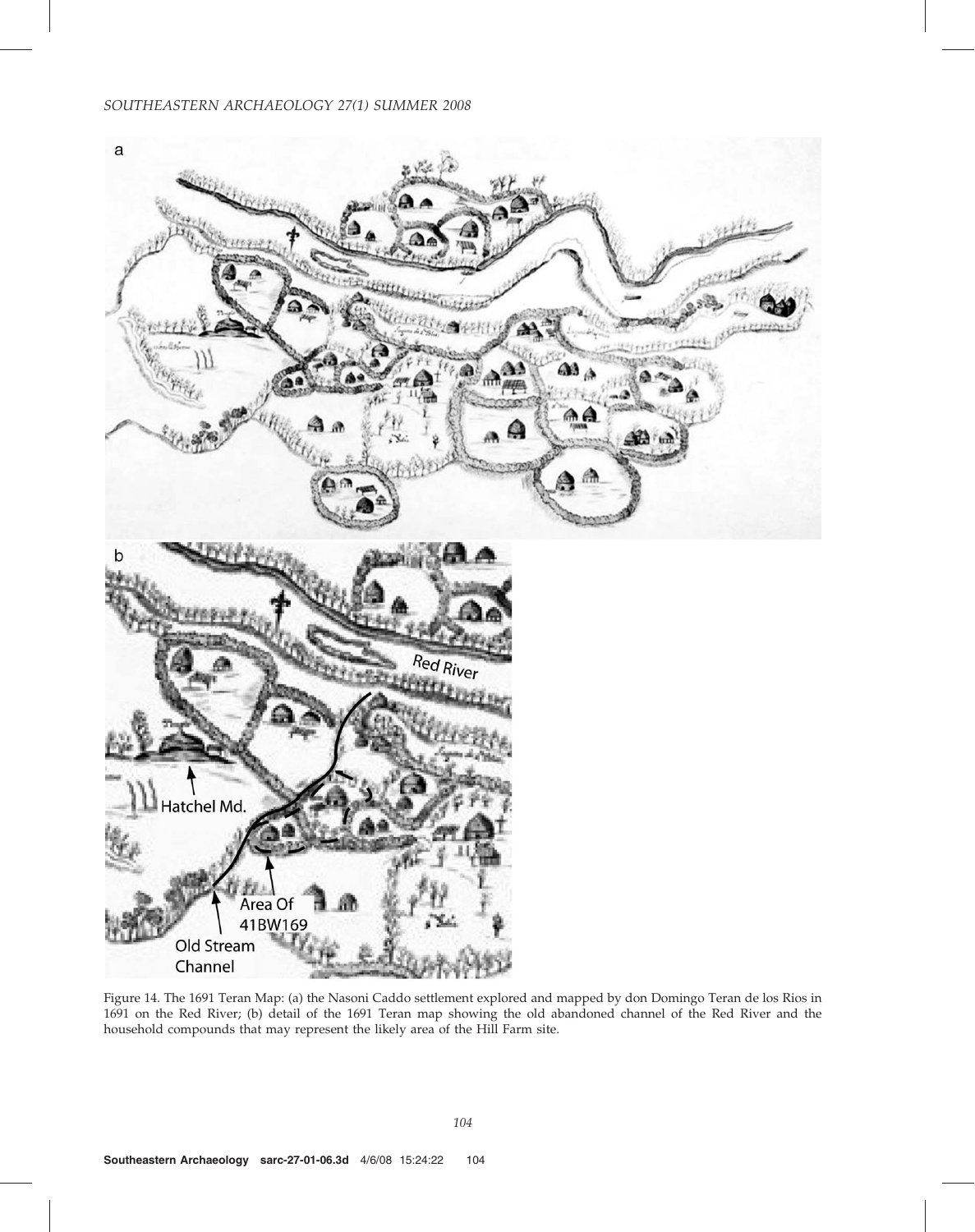Figure 14. The 1691 Teran Map: (a) the Nasoni Caddo settlement explored and mapped by don Domingo Teran de los Rios in 1691 on the Red River; (b) detail of the 1691 Teran map showing the old abandoned channel of the Red River and the household compounds that may represent the likely area of the Hill Farm site.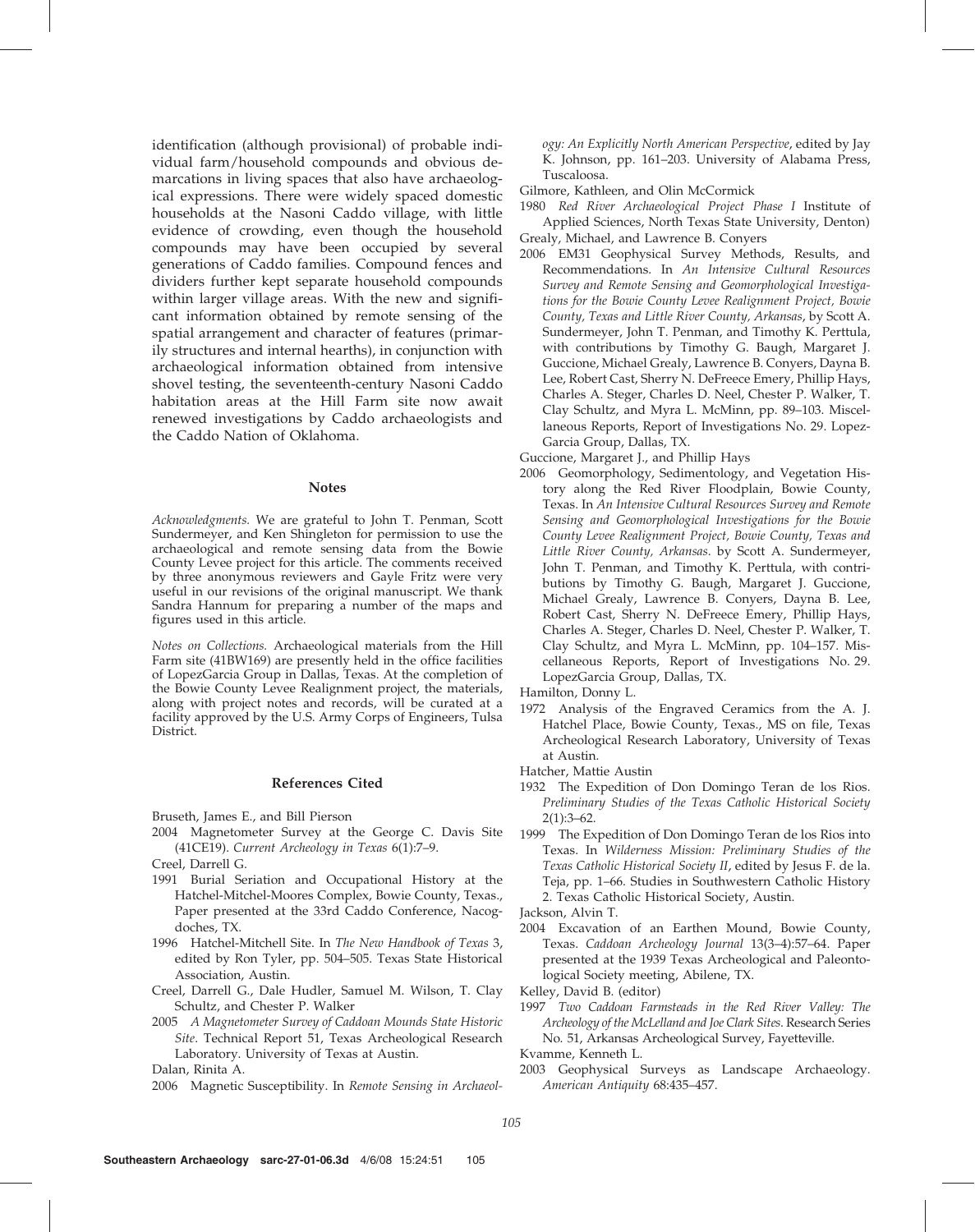identification (although provisional) of probable individual farm/household compounds and obvious demarcations in living spaces that also have archaeological expressions. There were widely spaced domestic households at the Nasoni Caddo village, with little evidence of crowding, even though the household compounds may have been occupied by several generations of Caddo families. Compound fences and dividers further kept separate household compounds within larger village areas. With the new and significant information obtained by remote sensing of the spatial arrangement and character of features (primarily structures and internal hearths), in conjunction with archaeological information obtained from intensive shovel testing, the seventeenth-century Nasoni Caddo habitation areas at the Hill Farm site now await renewed investigations by Caddo archaeologists and the Caddo Nation of Oklahoma.

## Notes

*Acknowledgments.* We are grateful to John T. Penman, Scott Sundermeyer, and Ken Shingleton for permission to use the archaeological and remote sensing data from the Bowie County Levee project for this article. The comments received by three anonymous reviewers and Gayle Fritz were very useful in our revisions of the original manuscript. We thank Sandra Hannum for preparing a number of the maps and figures used in this article.

*Notes on Collections.* Archaeological materials from the Hill Farm site (41BW169) are presently held in the office facilities of LopezGarcia Group in Dallas, Texas. At the completion of the Bowie County Levee Realignment project, the materials, along with project notes and records, will be curated at a facility approved by the U.S. Army Corps of Engineers, Tulsa District.

## References Cited

Bruseth, James E., and Bill Pierson

2004 Magnetometer Survey at the George C. Davis Site (41CE19). *Current Archeology in Texas* 6(1):7–9.

Creel, Darrell G.

1991 Burial Seriation and Occupational History at the Hatchel-Mitchel-Moores Complex, Bowie County, Texas., Paper presented at the 33rd Caddo Conference, Nacogdoches, TX.

1996 Hatchel-Mitchell Site. In *The New Handbook of Texas* 3, edited by Ron Tyler, pp. 504–505. Texas State Historical Association, Austin.

Creel, Darrell G., Dale Hudler, Samuel M. Wilson, T. Clay Schultz, and Chester P. Walker

2005 *A Magnetometer Survey of Caddoan Mounds State Historic Site*. Technical Report 51, Texas Archeological Research Laboratory. University of Texas at Austin.

Dalan, Rinita A.

2006 Magnetic Susceptibility. In *Remote Sensing in Archaeology: An Explicitly North American Perspective*, edited by Jay K. Johnson, pp. 161–203. University of Alabama Press, Tuscaloosa.

Gilmore, Kathleen, and Olin McCormick

1980 *Red River Archaeological Project Phase I* Institute of Applied Sciences, North Texas State University, Denton)

Grealy, Michael, and Lawrence B. Conyers

2006 EM31 Geophysical Survey Methods, Results, and Recommendations. In *An Intensive Cultural Resources Survey and Remote Sensing and Geomorphological Investigations for the Bowie County Levee Realignment Project, Bowie County, Texas and Little River County, Arkansas*, by Scott A. Sundermeyer, John T. Penman, and Timothy K. Perttula, with contributions by Timothy G. Baugh, Margaret J. Guccione, Michael Grealy, Lawrence B. Conyers, Dayna B. Lee, Robert Cast, Sherry N. DeFreece Emery, Phillip Hays, Charles A. Steger, Charles D. Neel, Chester P. Walker, T. Clay Schultz, and Myra L. McMinn, pp. 89–103. Miscellaneous Reports, Report of Investigations No. 29. LopezGarcia Group, Dallas, TX.

Guccione, Margaret J., and Phillip Hays

2006 Geomorphology, Sedimentology, and Vegetation History along the Red River Floodplain, Bowie County, Texas. In *An Intensive Cultural Resources Survey and Remote Sensing and Geomorphological Investigations for the Bowie County Levee Realignment Project, Bowie County, Texas and Little River County, Arkansas*. by Scott A. Sundermeyer, John T. Penman, and Timothy K. Perttula, with contributions by Timothy G. Baugh, Margaret J. Guccione, Michael Grealy, Lawrence B. Conyers, Dayna B. Lee, Robert Cast, Sherry N. DeFreece Emery, Phillip Hays, Charles A. Steger, Charles D. Neel, Chester P. Walker, T. Clay Schultz, and Myra L. McMinn, pp. 104–157. Miscellaneous Reports, Report of Investigations No. 29. LopezGarcia Group, Dallas, TX.

Hamilton, Donny L.

1972 Analysis of the Engraved Ceramics from the A. J. Hatchel Place, Bowie County, Texas., MS on file, Texas Archeological Research Laboratory, University of Texas at Austin.

Hatcher, Mattie Austin

1932 The Expedition of Don Domingo Teran de los Rios. *Preliminary Studies of the Texas Catholic Historical Society* 2(1):3–62.

1999 The Expedition of Don Domingo Teran de los Rios into Texas. In *Wilderness Mission: Preliminary Studies of the Texas Catholic Historical Society II*, edited by Jesus F. de la Teja, pp. 1–66. Studies in Southwestern Catholic History 2. Texas Catholic Historical Society, Austin.

Jackson, Alvin T.

2004 Excavation of an Earthen Mound, Bowie County, Texas. *Caddoan Archeology Journal* 13(3–4):57–64. Paper presented at the 1939 Texas Archeological and Paleontological Society meeting, Abilene, TX.

Kelley, David B. (editor)

1997 *Two Caddoan Farmsteads in the Red River Valley: The Archeology of the McLelland and Joe Clark Sites.* Research Series No. 51, Arkansas Archeological Survey, Fayetteville.

Kvamme, Kenneth L.

2003 Geophysical Surveys as Landscape Archaeology. *American Antiquity* 68:435–457.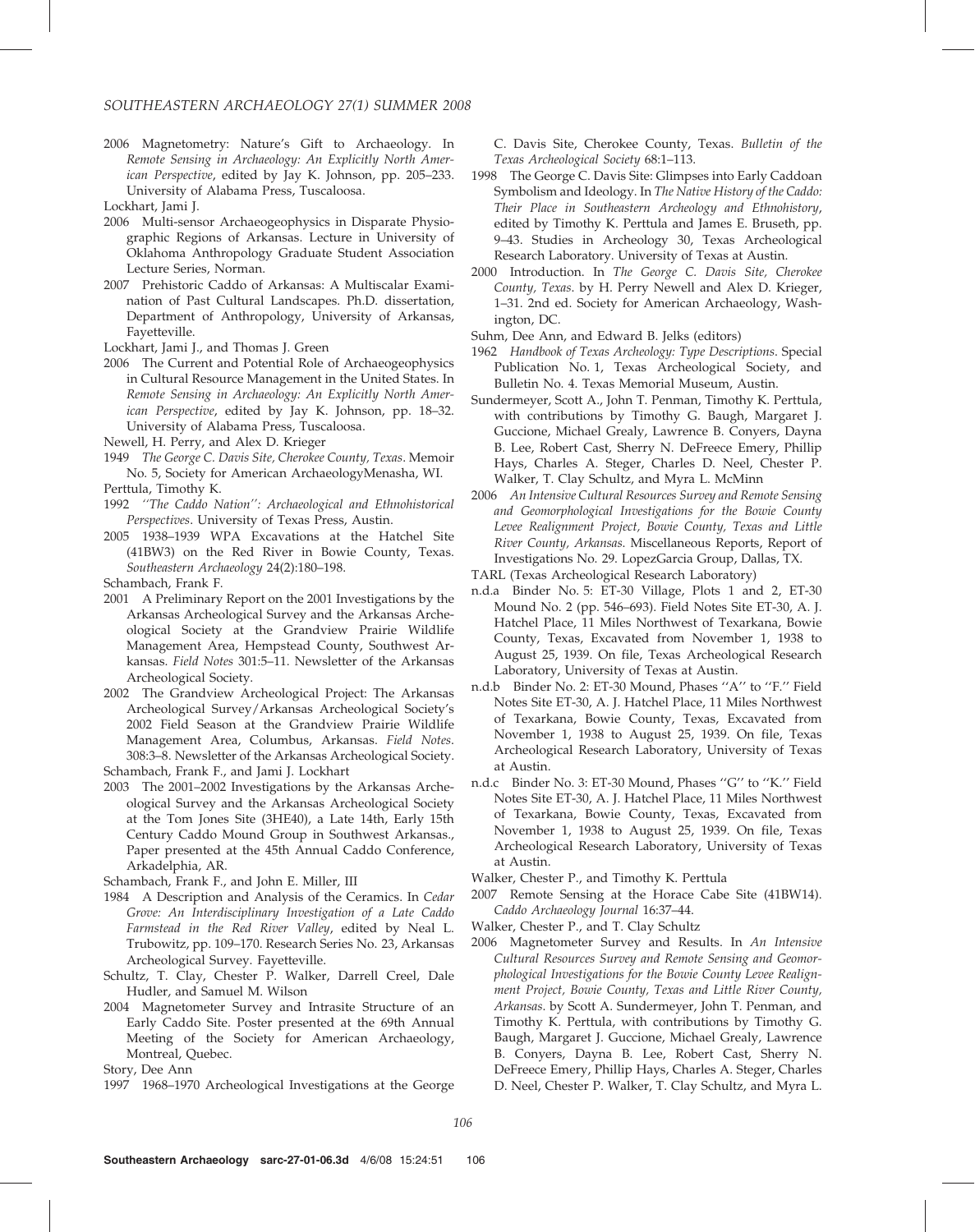2006 Magnetometry: Nature's Gift to Archaeology. In *Remote Sensing in Archaeology: An Explicitly North American Perspective*, edited by Jay K. Johnson, pp. 205–233. University of Alabama Press, Tuscaloosa.

Lockhart, Jami J.

2006 Multi-sensor Archaeogeophysics in Disparate Physiographic Regions of Arkansas. Lecture in University of Oklahoma Anthropology Graduate Student Association Lecture Series, Norman.

2007 Prehistoric Caddo of Arkansas: A Multiscalar Examination of Past Cultural Landscapes. Ph.D. dissertation, Department of Anthropology, University of Arkansas, Fayetteville.

Lockhart, Jami J., and Thomas J. Green

2006 The Current and Potential Role of Archaeogeophysics in Cultural Resource Management in the United States. In *Remote Sensing in Archaeology: An Explicitly North American Perspective*, edited by Jay K. Johnson, pp. 18–32. University of Alabama Press, Tuscaloosa.

Newell, H. Perry, and Alex D. Krieger

1949 *The George C. Davis Site, Cherokee County, Texas*. Memoir No. 5, Society for American ArchaeologyMenasha, WI.

Perttula, Timothy K.

1992 *''The Caddo Nation'': Archaeological and Ethnohistorical Perspectives*. University of Texas Press, Austin.

2005 1938–1939 WPA Excavations at the Hatchel Site (41BW3) on the Red River in Bowie County, Texas. *Southeastern Archaeology* 24(2):180–198.

Schambach, Frank F.

2001 A Preliminary Report on the 2001 Investigations by the Arkansas Archeological Survey and the Arkansas Archeological Society at the Grandview Prairie Wildlife Management Area, Hempstead County, Southwest Arkansas. *Field Notes* 301:5–11. Newsletter of the Arkansas Archeological Society.

2002 The Grandview Archeological Project: The Arkansas Archeological Survey/Arkansas Archeological Society's 2002 Field Season at the Grandview Prairie Wildlife Management Area, Columbus, Arkansas. *Field Notes*. 308:3–8. Newsletter of the Arkansas Archeological Society.

Schambach, Frank F., and Jami J. Lockhart

2003 The 2001–2002 Investigations by the Arkansas Archeological Survey and the Arkansas Archeological Society at the Tom Jones Site (3HE40), a Late 14th, Early 15th Century Caddo Mound Group in Southwest Arkansas., Paper presented at the 45th Annual Caddo Conference, Arkadelphia, AR.

Schambach, Frank F., and John E. Miller, III

1984 A Description and Analysis of the Ceramics. In *Cedar Grove: An Interdisciplinary Investigation of a Late Caddo Farmstead in the Red River Valley*, edited by Neal L. Trubowitz, pp. 109–170. Research Series No. 23, Arkansas Archeological Survey. Fayetteville.

Schultz, T. Clay, Chester P. Walker, Darrell Creel, Dale Hudler, and Samuel M. Wilson

2004 Magnetometer Survey and Intrasite Structure of an Early Caddo Site. Poster presented at the 69th Annual Meeting of the Society for American Archaeology, Montreal, Quebec.

Story, Dee Ann

1997 1968–1970 Archeological Investigations at the George C. Davis Site, Cherokee County, Texas. *Bulletin of the Texas Archeological Society* 68:1–113.

1998 The George C. Davis Site: Glimpses into Early Caddoan Symbolism and Ideology. In *The Native History of the Caddo: Their Place in Southeastern Archeology and Ethnohistory*, edited by Timothy K. Perttula and James E. Bruseth, pp. 9–43. Studies in Archeology 30, Texas Archeological Research Laboratory. University of Texas at Austin.

2000 Introduction. In *The George C. Davis Site, Cherokee County, Texas*. by H. Perry Newell and Alex D. Krieger, 1–31. 2nd ed. Society for American Archaeology, Washington, DC.

Suhm, Dee Ann, and Edward B. Jelks (editors)

1962 *Handbook of Texas Archeology: Type Descriptions*. Special Publication No. 1, Texas Archeological Society, and Bulletin No. 4. Texas Memorial Museum, Austin.

Sundermeyer, Scott A., John T. Penman, Timothy K. Perttula, with contributions by Timothy G. Baugh, Margaret J. Guccione, Michael Grealy, Lawrence B. Conyers, Dayna B. Lee, Robert Cast, Sherry N. DeFreece Emery, Phillip Hays, Charles A. Steger, Charles D. Neel, Chester P. Walker, T. Clay Schultz, and Myra L. McMinn

2006 *An Intensive Cultural Resources Survey and Remote Sensing and Geomorphological Investigations for the Bowie County Levee Realignment Project, Bowie County, Texas and Little River County, Arkansas*. Miscellaneous Reports, Report of Investigations No. 29. LopezGarcia Group, Dallas, TX.

TARL (Texas Archeological Research Laboratory)

n.d.a Binder No. 5: ET-30 Village, Plots 1 and 2, ET-30 Mound No. 2 (pp. 546–693). Field Notes Site ET-30, A. J. Hatchel Place, 11 Miles Northwest of Texarkana, Bowie County, Texas, Excavated from November 1, 1938 to August 25, 1939. On file, Texas Archeological Research Laboratory, University of Texas at Austin.

n.d.b Binder No. 2: ET-30 Mound, Phases ''A'' to ''F.'' Field Notes Site ET-30, A. J. Hatchel Place, 11 Miles Northwest of Texarkana, Bowie County, Texas, Excavated from November 1, 1938 to August 25, 1939. On file, Texas Archeological Research Laboratory, University of Texas at Austin.

n.d.c Binder No. 3: ET-30 Mound, Phases ''G'' to ''K.'' Field Notes Site ET-30, A. J. Hatchel Place, 11 Miles Northwest of Texarkana, Bowie County, Texas, Excavated from November 1, 1938 to August 25, 1939. On file, Texas Archeological Research Laboratory, University of Texas at Austin.

Walker, Chester P., and Timothy K. Perttula

2007 Remote Sensing at the Horace Cabe Site (41BW14). *Caddo Archaeology Journal* 16:37–44.

Walker, Chester P., and T. Clay Schultz

2006 Magnetometer Survey and Results. In *An Intensive Cultural Resources Survey and Remote Sensing and Geomorphological Investigations for the Bowie County Levee Realignment Project, Bowie County, Texas and Little River County, Arkansas*. by Scott A. Sundermeyer, John T. Penman, and Timothy K. Perttula, with contributions by Timothy G. Baugh, Margaret J. Guccione, Michael Grealy, Lawrence B. Conyers, Dayna B. Lee, Robert Cast, Sherry N. DeFreece Emery, Phillip Hays, Charles A. Steger, Charles D. Neel, Chester P. Walker, T. Clay Schultz, and Myra L.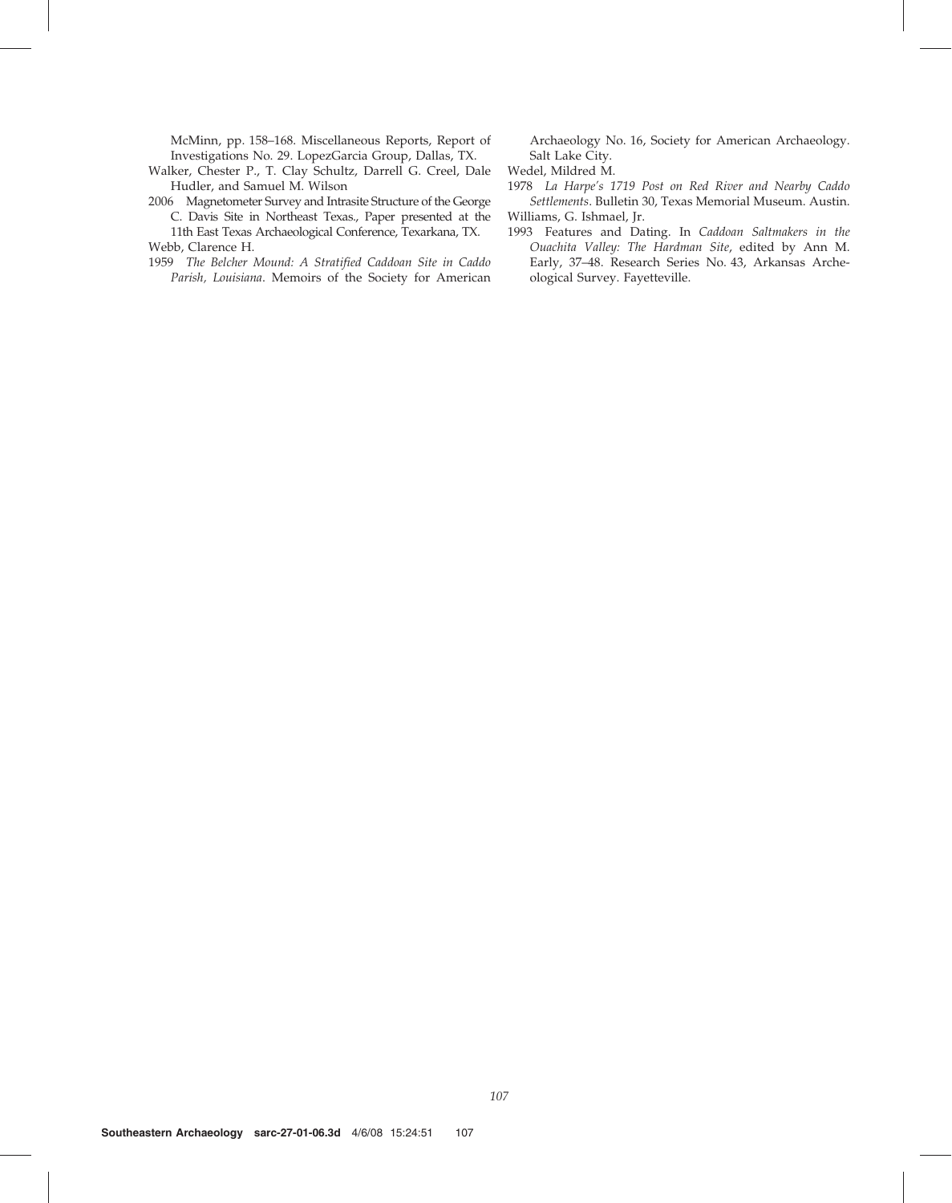McMinn, pp. 158–168. Miscellaneous Reports, Report of Investigations No. 29. LopezGarcia Group, Dallas, TX.

Walker, Chester P., T. Clay Schultz, Darrell G. Creel, Dale Hudler, and Samuel M. Wilson

2006 Magnetometer Survey and Intrasite Structure of the George C. Davis Site in Northeast Texas., Paper presented at the 11th East Texas Archaeological Conference, Texarkana, TX.

Webb, Clarence H.

1959 *The Belcher Mound: A Stratified Caddoan Site in Caddo Parish, Louisiana*. Memoirs of the Society for American Archaeology No. 16, Society for American Archaeology. Salt Lake City.

Wedel, Mildred M.

1978 *La Harpe's 1719 Post on Red River and Nearby Caddo Settlements*. Bulletin 30, Texas Memorial Museum. Austin.

Williams, G. Ishmael, Jr.

1993 Features and Dating. In *Caddoan Saltmakers in the Ouachita Valley: The Hardman Site*, edited by Ann M. Early, 37–48. Research Series No. 43, Arkansas Archeological Survey. Fayetteville.